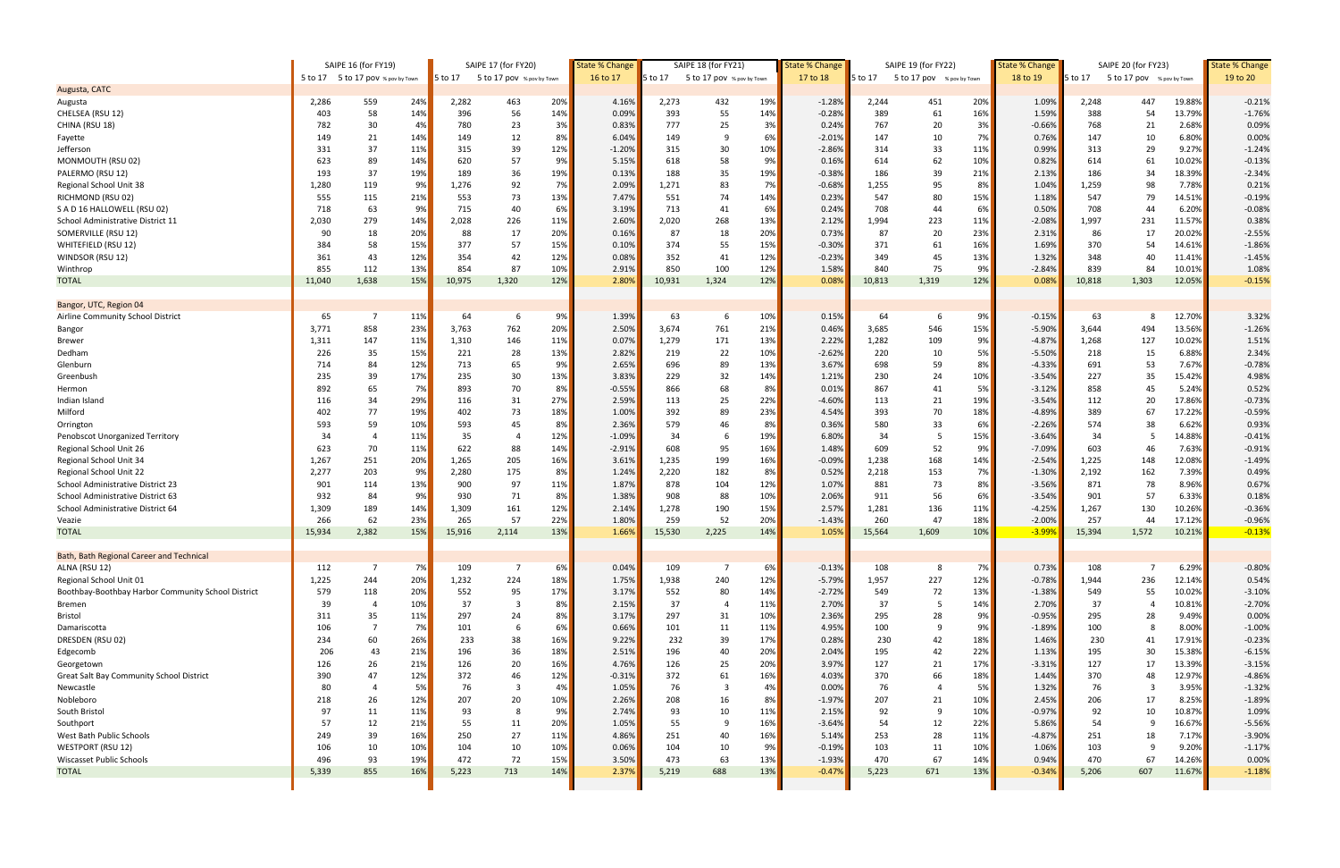| | SAIPE 16 (for FY19) | | | SAIPE 17 (for FY20) | | | State % Change | SAIPE 18 (for FY21) | | | State % Change | SAIPE 19 (for FY22) | | | State % Change | SAIPE 20 (for FY23) | | | State % Change |
|---|---|---|---|---|---|---|---|---|---|---|---|---|---|---|---|---|---|---|---|
| | 5 to 17 | 5 to 17 pov | % pov by Town | 5 to 17 | 5 to 17 pov | % pov by Town | 16 to 17 | 5 to 17 | 5 to 17 pov | % pov by Town | 17 to 18 | 5 to 17 | 5 to 17 pov | % pov by Town | 18 to 19 | 5 to 17 | 5 to 17 pov | % pov by Town | 19 to 20 |
| **Augusta, CATC** | | | | | | | | | | | | | | | | | | | |
| Augusta | 2,286 | 559 | 24% | 2,282 | 463 | 20% | 4.16% | 2,273 | 432 | 19% | -1.28% | 2,244 | 451 | 20% | 1.09% | 2,248 | 447 | 19.88% | -0.21% |
| CHELSEA (RSU 12) | 403 | 58 | 14% | 396 | 56 | 14% | 0.09% | 393 | 55 | 14% | -0.28% | 389 | 61 | 16% | 1.59% | 388 | 54 | 13.79% | -1.76% |
| CHINA (RSU 18) | 782 | 30 | 4% | 780 | 23 | 3% | 0.83% | 777 | 25 | 3% | 0.24% | 767 | 20 | 3% | -0.66% | 768 | 21 | 2.68% | 0.09% |
| Fayette | 149 | 21 | 14% | 149 | 12 | 8% | 6.04% | 149 | 9 | 6% | -2.01% | 147 | 10 | 7% | 0.76% | 147 | 10 | 6.80% | 0.00% |
| Jefferson | 331 | 37 | 11% | 315 | 39 | 12% | -1.20% | 315 | 30 | 10% | -2.86% | 314 | 33 | 11% | 0.99% | 313 | 29 | 9.27% | -1.24% |
| MONMOUTH (RSU 02) | 623 | 89 | 14% | 620 | 57 | 9% | 5.15% | 618 | 58 | 9% | 0.16% | 614 | 62 | 10% | 0.82% | 614 | 61 | 10.02% | -0.13% |
| PALERMO (RSU 12) | 193 | 37 | 19% | 189 | 36 | 19% | 0.13% | 188 | 35 | 19% | -0.38% | 186 | 39 | 21% | 2.13% | 186 | 34 | 18.39% | -2.34% |
| Regional School Unit 38 | 1,280 | 119 | 9% | 1,276 | 92 | 7% | 2.09% | 1,271 | 83 | 7% | -0.68% | 1,255 | 95 | 8% | 1.04% | 1,259 | 98 | 7.78% | 0.21% |
| RICHMOND (RSU 02) | 555 | 115 | 21% | 553 | 73 | 13% | 7.47% | 551 | 74 | 14% | 0.23% | 547 | 80 | 15% | 1.18% | 547 | 79 | 14.51% | -0.19% |
| S A D 16 HALLOWELL (RSU 02) | 718 | 63 | 9% | 715 | 40 | 6% | 3.19% | 713 | 41 | 6% | 0.24% | 708 | 44 | 6% | 0.50% | 708 | 44 | 6.20% | -0.08% |
| School Administrative District 11 | 2,030 | 279 | 14% | 2,028 | 226 | 11% | 2.60% | 2,020 | 268 | 13% | 2.12% | 1,994 | 223 | 11% | -2.08% | 1,997 | 231 | 11.57% | 0.38% |
| SOMERVILLE (RSU 12) | 90 | 18 | 20% | 88 | 17 | 20% | 0.16% | 87 | 18 | 20% | 0.73% | 87 | 20 | 23% | 2.31% | 86 | 17 | 20.02% | -2.55% |
| WHITEFIELD (RSU 12) | 384 | 58 | 15% | 377 | 57 | 15% | 0.10% | 374 | 55 | 15% | -0.30% | 371 | 61 | 16% | 1.69% | 370 | 54 | 14.61% | -1.86% |
| WINDSOR (RSU 12) | 361 | 43 | 12% | 354 | 42 | 12% | 0.08% | 352 | 41 | 12% | -0.23% | 349 | 45 | 13% | 1.32% | 348 | 40 | 11.41% | -1.45% |
| Winthrop | 855 | 112 | 13% | 854 | 87 | 10% | 2.91% | 850 | 100 | 12% | 1.58% | 840 | 75 | 9% | -2.84% | 839 | 84 | 10.01% | 1.08% |
| TOTAL | 11,040 | 1,638 | 15% | 10,975 | 1,320 | 12% | 2.80% | 10,931 | 1,324 | 12% | 0.08% | 10,813 | 1,319 | 12% | 0.08% | 10,818 | 1,303 | 12.05% | -0.15% |
| **Bangor, UTC, Region 04** | | | | | | | | | | | | | | | | | | | |
| Airline Community School District | 65 | 7 | 11% | 64 | 6 | 9% | 1.39% | 63 | 6 | 10% | 0.15% | 64 | 6 | 9% | -0.15% | 63 | 8 | 12.70% | 3.32% |
| Bangor | 3,771 | 858 | 23% | 3,763 | 762 | 20% | 2.50% | 3,674 | 761 | 21% | 0.46% | 3,685 | 546 | 15% | -5.90% | 3,644 | 494 | 13.56% | -1.26% |
| Brewer | 1,311 | 147 | 11% | 1,310 | 146 | 11% | 0.07% | 1,279 | 171 | 13% | 2.22% | 1,282 | 109 | 9% | -4.87% | 1,268 | 127 | 10.02% | 1.51% |
| Dedham | 226 | 35 | 15% | 221 | 28 | 13% | 2.82% | 219 | 22 | 10% | -2.62% | 220 | 10 | 5% | -5.50% | 218 | 15 | 6.88% | 2.34% |
| Glenburn | 714 | 84 | 12% | 713 | 65 | 9% | 2.65% | 696 | 89 | 13% | 3.67% | 698 | 59 | 8% | -4.33% | 691 | 53 | 7.67% | -0.78% |
| Greenbush | 235 | 39 | 17% | 235 | 30 | 13% | 3.83% | 229 | 32 | 14% | 1.21% | 230 | 24 | 10% | -3.54% | 227 | 35 | 15.42% | 4.98% |
| Hermon | 892 | 65 | 7% | 893 | 70 | 8% | -0.55% | 866 | 68 | 8% | 0.01% | 867 | 41 | 5% | -3.12% | 858 | 45 | 5.24% | 0.52% |
| Indian Island | 116 | 34 | 29% | 116 | 31 | 27% | 2.59% | 113 | 25 | 22% | -4.60% | 113 | 21 | 19% | -3.54% | 112 | 20 | 17.86% | -0.73% |
| Milford | 402 | 77 | 19% | 402 | 73 | 18% | 1.00% | 392 | 89 | 23% | 4.54% | 393 | 70 | 18% | -4.89% | 389 | 67 | 17.22% | -0.59% |
| Orrington | 593 | 59 | 10% | 593 | 45 | 8% | 2.36% | 579 | 46 | 8% | 0.36% | 580 | 33 | 6% | -2.26% | 574 | 38 | 6.62% | 0.93% |
| Penobscot Unorganized Territory | 34 | 4 | 11% | 35 | 4 | 12% | -1.09% | 34 | 6 | 19% | 6.80% | 34 | 5 | 15% | -3.64% | 34 | 5 | 14.88% | -0.41% |
| Regional School Unit 26 | 623 | 70 | 11% | 622 | 88 | 14% | -2.91% | 608 | 95 | 16% | 1.48% | 609 | 52 | 9% | -7.09% | 603 | 46 | 7.63% | -0.91% |
| Regional School Unit 34 | 1,267 | 251 | 20% | 1,265 | 205 | 16% | 3.61% | 1,235 | 199 | 16% | -0.09% | 1,238 | 168 | 14% | -2.54% | 1,225 | 148 | 12.08% | -1.49% |
| Regional School Unit 22 | 2,277 | 203 | 9% | 2,280 | 175 | 8% | 1.24% | 2,220 | 182 | 8% | 0.52% | 2,218 | 153 | 7% | -1.30% | 2,192 | 162 | 7.39% | 0.49% |
| School Administrative District 23 | 901 | 114 | 13% | 900 | 97 | 11% | 1.87% | 878 | 104 | 12% | 1.07% | 881 | 73 | 8% | -3.56% | 871 | 78 | 8.96% | 0.67% |
| School Administrative District 63 | 932 | 84 | 9% | 930 | 71 | 8% | 1.38% | 908 | 88 | 10% | 2.06% | 911 | 56 | 6% | -3.54% | 901 | 57 | 6.33% | 0.18% |
| School Administrative District 64 | 1,309 | 189 | 14% | 1,309 | 161 | 12% | 2.14% | 1,278 | 190 | 15% | 2.57% | 1,281 | 136 | 11% | -4.25% | 1,267 | 130 | 10.26% | -0.36% |
| Veazie | 266 | 62 | 23% | 265 | 57 | 22% | 1.80% | 259 | 52 | 20% | -1.43% | 260 | 47 | 18% | -2.00% | 257 | 44 | 17.12% | -0.96% |
| TOTAL | 15,934 | 2,382 | 15% | 15,916 | 2,114 | 13% | 1.66% | 15,530 | 2,225 | 14% | 1.05% | 15,564 | 1,609 | 10% | -3.99% | 15,394 | 1,572 | 10.21% | -0.13% |
| **Bath, Bath Regional Career and Technical** | | | | | | | | | | | | | | | | | | | |
| ALNA (RSU 12) | 112 | 7 | 7% | 109 | 7 | 6% | 0.04% | 109 | 7 | 6% | -0.13% | 108 | 8 | 7% | 0.73% | 108 | 7 | 6.29% | -0.80% |
| Regional School Unit 01 | 1,225 | 244 | 20% | 1,232 | 224 | 18% | 1.75% | 1,938 | 240 | 12% | -5.79% | 1,957 | 227 | 12% | -0.78% | 1,944 | 236 | 12.14% | 0.54% |
| Boothbay-Boothbay Harbor Community School District | 579 | 118 | 20% | 552 | 95 | 17% | 3.17% | 552 | 80 | 14% | -2.72% | 549 | 72 | 13% | -1.38% | 549 | 55 | 10.02% | -3.10% |
| Bremen | 39 | 4 | 10% | 37 | 3 | 8% | 2.15% | 37 | 4 | 11% | 2.70% | 37 | 5 | 14% | 2.70% | 37 | 4 | 10.81% | -2.70% |
| Bristol | 311 | 35 | 11% | 297 | 24 | 8% | 3.17% | 297 | 31 | 10% | 2.36% | 295 | 28 | 9% | -0.95% | 295 | 28 | 9.49% | 0.00% |
| Damariscotta | 106 | 7 | 7% | 101 | 6 | 6% | 0.66% | 101 | 11 | 11% | 4.95% | 100 | 9 | 9% | -1.89% | 100 | 8 | 8.00% | -1.00% |
| DRESDEN (RSU 02) | 234 | 60 | 26% | 233 | 38 | 16% | 9.22% | 232 | 39 | 17% | 0.28% | 230 | 42 | 18% | 1.46% | 230 | 41 | 17.91% | -0.23% |
| Edgecomb | 206 | 43 | 21% | 196 | 36 | 18% | 2.51% | 196 | 40 | 20% | 2.04% | 195 | 42 | 22% | 1.13% | 195 | 30 | 15.38% | -6.15% |
| Georgetown | 126 | 26 | 21% | 126 | 20 | 16% | 4.76% | 126 | 25 | 20% | 3.97% | 127 | 21 | 17% | -3.31% | 127 | 17 | 13.39% | -3.15% |
| Great Salt Bay Community School District | 390 | 47 | 12% | 372 | 46 | 12% | -0.31% | 372 | 61 | 16% | 4.03% | 370 | 66 | 18% | 1.44% | 370 | 48 | 12.97% | -4.86% |
| Newcastle | 80 | 4 | 5% | 76 | 3 | 4% | 1.05% | 76 | 3 | 4% | 0.00% | 76 | 4 | 5% | 1.32% | 76 | 3 | 3.95% | -1.32% |
| Nobleboro | 218 | 26 | 12% | 207 | 20 | 10% | 2.26% | 208 | 16 | 8% | -1.97% | 207 | 21 | 10% | 2.45% | 206 | 17 | 8.25% | -1.89% |
| South Bristol | 97 | 11 | 11% | 93 | 8 | 9% | 2.74% | 93 | 10 | 11% | 2.15% | 92 | 9 | 10% | -0.97% | 92 | 10 | 10.87% | 1.09% |
| Southport | 57 | 12 | 21% | 55 | 11 | 20% | 1.05% | 55 | 9 | 16% | -3.64% | 54 | 12 | 22% | 5.86% | 54 | 9 | 16.67% | -5.56% |
| West Bath Public Schools | 249 | 39 | 16% | 250 | 27 | 11% | 4.86% | 251 | 40 | 16% | 5.14% | 253 | 28 | 11% | -4.87% | 251 | 18 | 7.17% | -3.90% |
| WESTPORT (RSU 12) | 106 | 10 | 10% | 104 | 10 | 10% | 0.06% | 104 | 10 | 9% | -0.19% | 103 | 11 | 10% | 1.06% | 103 | 9 | 9.20% | -1.17% |
| Wiscasset Public Schools | 496 | 93 | 19% | 472 | 72 | 15% | 3.50% | 473 | 63 | 13% | -1.93% | 470 | 67 | 14% | 0.94% | 470 | 67 | 14.26% | 0.00% |
| TOTAL | 5,339 | 855 | 16% | 5,223 | 713 | 14% | 2.37% | 5,219 | 688 | 13% | -0.47% | 5,223 | 671 | 13% | -0.34% | 5,206 | 607 | 11.67% | -1.18% |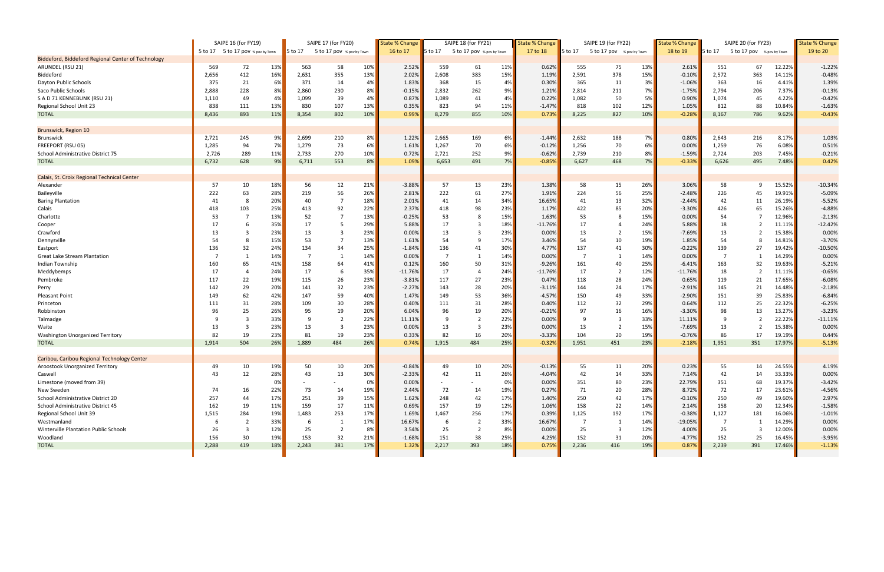| | SAIPE 16 (for FY19) | | | SAIPE 17 (for FY20) | | | State % Change | SAIPE 18 (for FY21) | | | State % Change | SAIPE 19 (for FY22) | | | State % Change | SAIPE 20 (for FY23) | | | State % Change |
|---|---|---|---|---|---|---|---|---|---|---|---|---|---|---|---|---|---|---|---|
| | 5 to 17 | 5 to 17 pov | % pov by Town | 5 to 17 | 5 to 17 pov | % pov by Town | 16 to 17 | 5 to 17 | 5 to 17 pov | % pov by Town | 17 to 18 | 5 to 17 | 5 to 17 pov | % pov by Town | 18 to 19 | 5 to 17 | 5 to 17 pov | % pov by Town | 19 to 20 |
| Biddeford, Biddeford Regional Center of Technology | | | | | | | | | | | | | | | | | | | |
| ARUNDEL (RSU 21) | 569 | 72 | 13% | 563 | 58 | 10% | 2.52% | 559 | 61 | 11% | 0.62% | 555 | 75 | 13% | 2.61% | 551 | 67 | 12.22% | -1.22% |
| Biddeford | 2,656 | 412 | 16% | 2,631 | 355 | 13% | 2.02% | 2,608 | 383 | 15% | 1.19% | 2,591 | 378 | 15% | -0.10% | 2,572 | 363 | 14.11% | -0.48% |
| Dayton Public Schools | 375 | 21 | 6% | 371 | 14 | 4% | 1.83% | 368 | 15 | 4% | 0.30% | 365 | 11 | 3% | -1.06% | 363 | 16 | 4.41% | 1.39% |
| Saco Public Schools | 2,888 | 228 | 8% | 2,860 | 230 | 8% | -0.15% | 2,832 | 262 | 9% | 1.21% | 2,814 | 211 | 7% | -1.75% | 2,794 | 206 | 7.37% | -0.13% |
| S A D 71 KENNEBUNK (RSU 21) | 1,110 | 49 | 4% | 1,099 | 39 | 4% | 0.87% | 1,089 | 41 | 4% | 0.22% | 1,082 | 50 | 5% | 0.90% | 1,074 | 45 | 4.22% | -0.42% |
| Regional School Unit 23 | 838 | 111 | 13% | 830 | 107 | 13% | 0.35% | 823 | 94 | 11% | -1.47% | 818 | 102 | 12% | 1.05% | 812 | 88 | 10.84% | -1.63% |
| TOTAL | 8,436 | 893 | 11% | 8,354 | 802 | 10% | 0.99% | 8,279 | 855 | 10% | 0.73% | 8,225 | 827 | 10% | -0.28% | 8,167 | 786 | 9.62% | -0.43% |
| | | | | | | | | | | | | | | | | | | | |
| Brunswick, Region 10 | | | | | | | | | | | | | | | | | | | |
| Brunswick | 2,721 | 245 | 9% | 2,699 | 210 | 8% | 1.22% | 2,665 | 169 | 6% | -1.44% | 2,632 | 188 | 7% | 0.80% | 2,643 | 216 | 8.17% | 1.03% |
| FREEPORT (RSU 05) | 1,285 | 94 | 7% | 1,279 | 73 | 6% | 1.61% | 1,267 | 70 | 6% | -0.12% | 1,256 | 70 | 6% | 0.00% | 1,259 | 76 | 6.08% | 0.51% |
| School Administrative District 75 | 2,726 | 289 | 11% | 2,733 | 270 | 10% | 0.72% | 2,721 | 252 | 9% | -0.62% | 2,739 | 210 | 8% | -1.59% | 2,724 | 203 | 7.45% | -0.21% |
| TOTAL | 6,732 | 628 | 9% | 6,711 | 553 | 8% | 1.09% | 6,653 | 491 | 7% | -0.85% | 6,627 | 468 | 7% | -0.33% | 6,626 | 495 | 7.48% | 0.42% |
| | | | | | | | | | | | | | | | | | | | |
| Calais, St. Croix Regional Technical Center | | | | | | | | | | | | | | | | | | | |
| Alexander | 57 | 10 | 18% | 56 | 12 | 21% | -3.88% | 57 | 13 | 23% | 1.38% | 58 | 15 | 26% | 3.06% | 58 | 9 | 15.52% | -10.34% |
| Baileyville | 222 | 63 | 28% | 219 | 56 | 26% | 2.81% | 222 | 61 | 27% | 1.91% | 224 | 56 | 25% | -2.48% | 226 | 45 | 19.91% | -5.09% |
| Baring Plantation | 41 | 8 | 20% | 40 | 7 | 18% | 2.01% | 41 | 14 | 34% | 16.65% | 41 | 13 | 32% | -2.44% | 42 | 11 | 26.19% | -5.52% |
| Calais | 418 | 103 | 25% | 413 | 92 | 22% | 2.37% | 418 | 98 | 23% | 1.17% | 422 | 85 | 20% | -3.30% | 426 | 65 | 15.26% | -4.88% |
| Charlotte | 53 | 7 | 13% | 52 | 7 | 13% | -0.25% | 53 | 8 | 15% | 1.63% | 53 | 8 | 15% | 0.00% | 54 | 7 | 12.96% | -2.13% |
| Cooper | 17 | 6 | 35% | 17 | 5 | 29% | 5.88% | 17 | 3 | 18% | -11.76% | 17 | 4 | 24% | 5.88% | 18 | 2 | 11.11% | -12.42% |
| Crawford | 13 | 3 | 23% | 13 | 3 | 23% | 0.00% | 13 | 3 | 23% | 0.00% | 13 | 2 | 15% | -7.69% | 13 | 2 | 15.38% | 0.00% |
| Dennysville | 54 | 8 | 15% | 53 | 7 | 13% | 1.61% | 54 | 9 | 17% | 3.46% | 54 | 10 | 19% | 1.85% | 54 | 8 | 14.81% | -3.70% |
| Eastport | 136 | 32 | 24% | 134 | 34 | 25% | -1.84% | 136 | 41 | 30% | 4.77% | 137 | 41 | 30% | -0.22% | 139 | 27 | 19.42% | -10.50% |
| Great Lake Stream Plantation | 7 | 1 | 14% | 7 | 1 | 14% | 0.00% | 7 | 1 | 14% | 0.00% | 7 | 1 | 14% | 0.00% | 7 | 1 | 14.29% | 0.00% |
| Indian Township | 160 | 65 | 41% | 158 | 64 | 41% | 0.12% | 160 | 50 | 31% | -9.26% | 161 | 40 | 25% | -6.41% | 163 | 32 | 19.63% | -5.21% |
| Meddybemps | 17 | 4 | 24% | 17 | 6 | 35% | -11.76% | 17 | 4 | 24% | -11.76% | 17 | 2 | 12% | -11.76% | 18 | 2 | 11.11% | -0.65% |
| Pembroke | 117 | 22 | 19% | 115 | 26 | 23% | -3.81% | 117 | 27 | 23% | 0.47% | 118 | 28 | 24% | 0.65% | 119 | 21 | 17.65% | -6.08% |
| Perry | 142 | 29 | 20% | 141 | 32 | 23% | -2.27% | 143 | 28 | 20% | -3.11% | 144 | 24 | 17% | -2.91% | 145 | 21 | 14.48% | -2.18% |
| Pleasant Point | 149 | 62 | 42% | 147 | 59 | 40% | 1.47% | 149 | 53 | 36% | -4.57% | 150 | 49 | 33% | -2.90% | 151 | 39 | 25.83% | -6.84% |
| Princeton | 111 | 31 | 28% | 109 | 30 | 28% | 0.40% | 111 | 31 | 28% | 0.40% | 112 | 32 | 29% | 0.64% | 112 | 25 | 22.32% | -6.25% |
| Robbinston | 96 | 25 | 26% | 95 | 19 | 20% | 6.04% | 96 | 19 | 20% | -0.21% | 97 | 16 | 16% | -3.30% | 98 | 13 | 13.27% | -3.23% |
| Talmadge | 9 | 3 | 33% | 9 | 2 | 22% | 11.11% | 9 | 2 | 22% | 0.00% | 9 | 3 | 33% | 11.11% | 9 | 2 | 22.22% | -11.11% |
| Waite | 13 | 3 | 23% | 13 | 3 | 23% | 0.00% | 13 | 3 | 23% | 0.00% | 13 | 2 | 15% | -7.69% | 13 | 2 | 15.38% | 0.00% |
| Washington Unorganized Territory | 82 | 19 | 23% | 81 | 19 | 23% | 0.33% | 82 | 16 | 20% | -3.33% | 104 | 20 | 19% | -0.76% | 86 | 17 | 19.19% | 0.44% |
| TOTAL | 1,914 | 504 | 26% | 1,889 | 484 | 26% | 0.74% | 1,915 | 484 | 25% | -0.32% | 1,951 | 451 | 23% | -2.18% | 1,951 | 351 | 17.97% | -5.13% |
| | | | | | | | | | | | | | | | | | | | |
| Caribou, Caribou Regional Technology Center | | | | | | | | | | | | | | | | | | | |
| Aroostook Unorganized Territory | 49 | 10 | 19% | 50 | 10 | 20% | -0.84% | 49 | 10 | 20% | -0.13% | 55 | 11 | 20% | 0.23% | 55 | 14 | 24.55% | 4.19% |
| Caswell | 43 | 12 | 28% | 43 | 13 | 30% | -2.33% | 42 | 11 | 26% | -4.04% | 42 | 14 | 33% | 7.14% | 42 | 14 | 33.33% | 0.00% |
| Limestone (moved from 39) | | | 0% | - | - | 0% | 0.00% | - | - | 0% | 0.00% | 351 | 80 | 23% | 22.79% | 351 | 68 | 19.37% | -3.42% |
| New Sweden | 74 | 16 | 22% | 73 | 14 | 19% | 2.44% | 72 | 14 | 19% | 0.27% | 71 | 20 | 28% | 8.72% | 72 | 17 | 23.61% | -4.56% |
| School Administrative District 20 | 257 | 44 | 17% | 251 | 39 | 15% | 1.62% | 248 | 42 | 17% | 1.40% | 250 | 42 | 17% | -0.10% | 250 | 49 | 19.60% | 2.97% |
| School Administrative District 45 | 162 | 19 | 11% | 159 | 17 | 11% | 0.69% | 157 | 19 | 12% | 1.06% | 158 | 22 | 14% | 2.14% | 158 | 20 | 12.34% | -1.58% |
| Regional School Unit 39 | 1,515 | 284 | 19% | 1,483 | 253 | 17% | 1.69% | 1,467 | 256 | 17% | 0.39% | 1,125 | 192 | 17% | -0.38% | 1,127 | 181 | 16.06% | -1.01% |
| Westmanland | 6 | 2 | 33% | 6 | 1 | 17% | 16.67% | 6 | 2 | 33% | 16.67% | 7 | 1 | 14% | -19.05% | 7 | 1 | 14.29% | 0.00% |
| Winterville Plantation Public Schools | 26 | 3 | 12% | 25 | 2 | 8% | 3.54% | 25 | 2 | 8% | 0.00% | 25 | 3 | 12% | 4.00% | 25 | 3 | 12.00% | 0.00% |
| Woodland | 156 | 30 | 19% | 153 | 32 | 21% | -1.68% | 151 | 38 | 25% | 4.25% | 152 | 31 | 20% | -4.77% | 152 | 25 | 16.45% | -3.95% |
| TOTAL | 2,288 | 419 | 18% | 2,243 | 381 | 17% | 1.32% | 2,217 | 393 | 18% | 0.75% | 2,236 | 416 | 19% | 0.87% | 2,239 | 391 | 17.46% | -1.13% |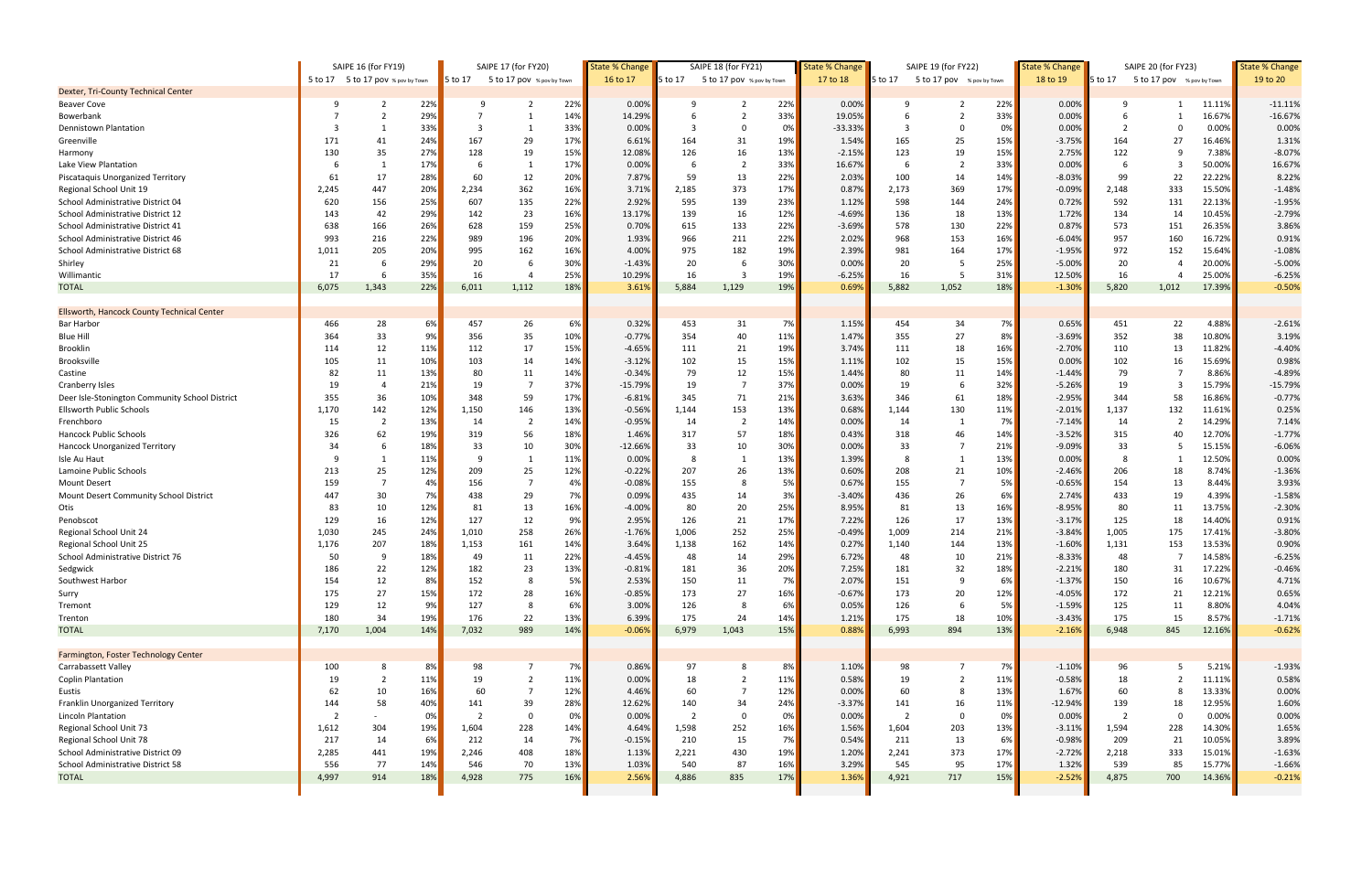| | SAIPE 16 (for FY19) | | | SAIPE 17 (for FY20) | | | State % Change | SAIPE 18 (for FY21) | | | State % Change | SAIPE 19 (for FY22) | | | State % Change | SAIPE 20 (for FY23) | | | State % Change |
|---|---|---|---|---|---|---|---|---|---|---|---|---|---|---|---|---|---|---|---|
| | 5 to 17 | 5 to 17 pov | % pov by Town | 5 to 17 | 5 to 17 pov | % pov by Town | 16 to 17 | 5 to 17 | 5 to 17 pov | % pov by Town | 17 to 18 | 5 to 17 | 5 to 17 pov | % pov by Town | 18 to 19 | 5 to 17 | 5 to 17 pov | % pov by Town | 19 to 20 |
| **Dexter, Tri-County Technical Center** | | | | | | | | | | | | | | | | | | | |
| Beaver Cove | 9 | 2 | 22% | 9 | 2 | 22% | 0.00% | 9 | 2 | 22% | 0.00% | 9 | 2 | 22% | 0.00% | 9 | 1 | 11.11% | -11.11% |
| Bowerbank | 7 | 2 | 29% | 7 | 1 | 14% | 14.29% | 6 | 2 | 33% | 19.05% | 6 | 2 | 33% | 0.00% | 6 | 1 | 16.67% | -16.67% |
| Dennistown Plantation | 3 | 1 | 33% | 3 | 1 | 33% | 0.00% | 3 | 0 | 0% | -33.33% | 3 | 0 | 0% | 0.00% | 2 | 0 | 0.00% | 0.00% |
| Greenville | 171 | 41 | 24% | 167 | 29 | 17% | 6.61% | 164 | 31 | 19% | 1.54% | 165 | 25 | 15% | -3.75% | 164 | 27 | 16.46% | 1.31% |
| Harmony | 130 | 35 | 27% | 128 | 19 | 15% | 12.08% | 126 | 16 | 13% | -2.15% | 123 | 19 | 15% | 2.75% | 122 | 9 | 7.38% | -8.07% |
| Lake View Plantation | 6 | 1 | 17% | 6 | 1 | 17% | 0.00% | 6 | 2 | 33% | 16.67% | 6 | 2 | 33% | 0.00% | 6 | 3 | 50.00% | 16.67% |
| Piscataquis Unorganized Territory | 61 | 17 | 28% | 60 | 12 | 20% | 7.87% | 59 | 13 | 22% | 2.03% | 100 | 14 | 14% | -8.03% | 99 | 22 | 22.22% | 8.22% |
| Regional School Unit 19 | 2,245 | 447 | 20% | 2,234 | 362 | 16% | 3.71% | 2,185 | 373 | 17% | 0.87% | 2,173 | 369 | 17% | -0.09% | 2,148 | 333 | 15.50% | -1.48% |
| School Administrative District 04 | 620 | 156 | 25% | 607 | 135 | 22% | 2.92% | 595 | 139 | 23% | 1.12% | 598 | 144 | 24% | 0.72% | 592 | 131 | 22.13% | -1.95% |
| School Administrative District 12 | 143 | 42 | 29% | 142 | 23 | 16% | 13.17% | 139 | 16 | 12% | -4.69% | 136 | 18 | 13% | 1.72% | 134 | 14 | 10.45% | -2.79% |
| School Administrative District 41 | 638 | 166 | 26% | 628 | 159 | 25% | 0.70% | 615 | 133 | 22% | -3.69% | 578 | 130 | 22% | 0.87% | 573 | 151 | 26.35% | 3.86% |
| School Administrative District 46 | 993 | 216 | 22% | 989 | 196 | 20% | 1.93% | 966 | 211 | 22% | 2.02% | 968 | 153 | 16% | -6.04% | 957 | 160 | 16.72% | 0.91% |
| School Administrative District 68 | 1,011 | 205 | 20% | 995 | 162 | 16% | 4.00% | 975 | 182 | 19% | 2.39% | 981 | 164 | 17% | -1.95% | 972 | 152 | 15.64% | -1.08% |
| Shirley | 21 | 6 | 29% | 20 | 6 | 30% | -1.43% | 20 | 6 | 30% | 0.00% | 20 | 5 | 25% | -5.00% | 20 | 4 | 20.00% | -5.00% |
| Willimantic | 17 | 6 | 35% | 16 | 4 | 25% | 10.29% | 16 | 3 | 19% | -6.25% | 16 | 5 | 31% | 12.50% | 16 | 4 | 25.00% | -6.25% |
| TOTAL | 6,075 | 1,343 | 22% | 6,011 | 1,112 | 18% | 3.61% | 5,884 | 1,129 | 19% | 0.69% | 5,882 | 1,052 | 18% | -1.30% | 5,820 | 1,012 | 17.39% | -0.50% |
| | | | | | | | | | | | | | | | | | | | |
| **Ellsworth, Hancock County Technical Center** | | | | | | | | | | | | | | | | | | | |
| Bar Harbor | 466 | 28 | 6% | 457 | 26 | 6% | 0.32% | 453 | 31 | 7% | 1.15% | 454 | 34 | 7% | 0.65% | 451 | 22 | 4.88% | -2.61% |
| Blue Hill | 364 | 33 | 9% | 356 | 35 | 10% | -0.77% | 354 | 40 | 11% | 1.47% | 355 | 27 | 8% | -3.69% | 352 | 38 | 10.80% | 3.19% |
| Brooklin | 114 | 12 | 11% | 112 | 17 | 15% | -4.65% | 111 | 21 | 19% | 3.74% | 111 | 18 | 16% | -2.70% | 110 | 13 | 11.82% | -4.40% |
| Brooksville | 105 | 11 | 10% | 103 | 14 | 14% | -3.12% | 102 | 15 | 15% | 1.11% | 102 | 15 | 15% | 0.00% | 102 | 16 | 15.69% | 0.98% |
| Castine | 82 | 11 | 13% | 80 | 11 | 14% | -0.34% | 79 | 12 | 15% | 1.44% | 80 | 11 | 14% | -1.44% | 79 | 7 | 8.86% | -4.89% |
| Cranberry Isles | 19 | 4 | 21% | 19 | 7 | 37% | -15.79% | 19 | 7 | 37% | 0.00% | 19 | 6 | 32% | -5.26% | 19 | 3 | 15.79% | -15.79% |
| Deer Isle-Stonington Community School District | 355 | 36 | 10% | 348 | 59 | 17% | -6.81% | 345 | 71 | 21% | 3.63% | 346 | 61 | 18% | -2.95% | 344 | 58 | 16.86% | -0.77% |
| Ellsworth Public Schools | 1,170 | 142 | 12% | 1,150 | 146 | 13% | -0.56% | 1,144 | 153 | 13% | 0.68% | 1,144 | 130 | 11% | -2.01% | 1,137 | 132 | 11.61% | 0.25% |
| Frenchboro | 15 | 2 | 13% | 14 | 2 | 14% | -0.95% | 14 | 2 | 14% | 0.00% | 14 | 1 | 7% | -7.14% | 14 | 2 | 14.29% | 7.14% |
| Hancock Public Schools | 326 | 62 | 19% | 319 | 56 | 18% | 1.46% | 317 | 57 | 18% | 0.43% | 318 | 46 | 14% | -3.52% | 315 | 40 | 12.70% | -1.77% |
| Hancock Unorganized Territory | 34 | 6 | 18% | 33 | 10 | 30% | -12.66% | 33 | 10 | 30% | 0.00% | 33 | 7 | 21% | -9.09% | 33 | 5 | 15.15% | -6.06% |
| Isle Au Haut | 9 | 1 | 11% | 9 | 1 | 11% | 0.00% | 8 | 1 | 13% | 1.39% | 8 | 1 | 13% | 0.00% | 8 | 1 | 12.50% | 0.00% |
| Lamoine Public Schools | 213 | 25 | 12% | 209 | 25 | 12% | -0.22% | 207 | 26 | 13% | 0.60% | 208 | 21 | 10% | -2.46% | 206 | 18 | 8.74% | -1.36% |
| Mount Desert | 159 | 7 | 4% | 156 | 7 | 4% | -0.08% | 155 | 8 | 5% | 0.67% | 155 | 7 | 5% | -0.65% | 154 | 13 | 8.44% | 3.93% |
| Mount Desert Community School District | 447 | 30 | 7% | 438 | 29 | 7% | 0.09% | 435 | 14 | 3% | -3.40% | 436 | 26 | 6% | 2.74% | 433 | 19 | 4.39% | -1.58% |
| Otis | 83 | 10 | 12% | 81 | 13 | 16% | -4.00% | 80 | 20 | 25% | 8.95% | 81 | 13 | 16% | -8.95% | 80 | 11 | 13.75% | -2.30% |
| Penobscot | 129 | 16 | 12% | 127 | 12 | 9% | 2.95% | 126 | 21 | 17% | 7.22% | 126 | 17 | 13% | -3.17% | 125 | 18 | 14.40% | 0.91% |
| Regional School Unit 24 | 1,030 | 245 | 24% | 1,010 | 258 | 26% | -1.76% | 1,006 | 252 | 25% | -0.49% | 1,009 | 214 | 21% | -3.84% | 1,005 | 175 | 17.41% | -3.80% |
| Regional School Unit 25 | 1,176 | 207 | 18% | 1,153 | 161 | 14% | 3.64% | 1,138 | 162 | 14% | 0.27% | 1,140 | 144 | 13% | -1.60% | 1,131 | 153 | 13.53% | 0.90% |
| School Administrative District 76 | 50 | 9 | 18% | 49 | 11 | 22% | -4.45% | 48 | 14 | 29% | 6.72% | 48 | 10 | 21% | -8.33% | 48 | 7 | 14.58% | -6.25% |
| Sedgwick | 186 | 22 | 12% | 182 | 23 | 13% | -0.81% | 181 | 36 | 20% | 7.25% | 181 | 32 | 18% | -2.21% | 180 | 31 | 17.22% | -0.46% |
| Southwest Harbor | 154 | 12 | 8% | 152 | 8 | 5% | 2.53% | 150 | 11 | 7% | 2.07% | 151 | 9 | 6% | -1.37% | 150 | 16 | 10.67% | 4.71% |
| Surry | 175 | 27 | 15% | 172 | 28 | 16% | -0.85% | 173 | 27 | 16% | -0.67% | 173 | 20 | 12% | -4.05% | 172 | 21 | 12.21% | 0.65% |
| Tremont | 129 | 12 | 9% | 127 | 8 | 6% | 3.00% | 126 | 8 | 6% | 0.05% | 126 | 6 | 5% | -1.59% | 125 | 11 | 8.80% | 4.04% |
| Trenton | 180 | 34 | 19% | 176 | 22 | 13% | 6.39% | 175 | 24 | 14% | 1.21% | 175 | 18 | 10% | -3.43% | 175 | 15 | 8.57% | -1.71% |
| TOTAL | 7,170 | 1,004 | 14% | 7,032 | 989 | 14% | -0.06% | 6,979 | 1,043 | 15% | 0.88% | 6,993 | 894 | 13% | -2.16% | 6,948 | 845 | 12.16% | -0.62% |
| | | | | | | | | | | | | | | | | | | | |
| **Farmington, Foster Technology Center** | | | | | | | | | | | | | | | | | | | |
| Carrabassett Valley | 100 | 8 | 8% | 98 | 7 | 7% | 0.86% | 97 | 8 | 8% | 1.10% | 98 | 7 | 7% | -1.10% | 96 | 5 | 5.21% | -1.93% |
| Coplin Plantation | 19 | 2 | 11% | 19 | 2 | 11% | 0.00% | 18 | 2 | 11% | 0.58% | 19 | 2 | 11% | -0.58% | 18 | 2 | 11.11% | 0.58% |
| Eustis | 62 | 10 | 16% | 60 | 7 | 12% | 4.46% | 60 | 7 | 12% | 0.00% | 60 | 8 | 13% | 1.67% | 60 | 8 | 13.33% | 0.00% |
| Franklin Unorganized Territory | 144 | 58 | 40% | 141 | 39 | 28% | 12.62% | 140 | 34 | 24% | -3.37% | 141 | 16 | 11% | -12.94% | 139 | 18 | 12.95% | 1.60% |
| Lincoln Plantation | 2 | - | 0% | 2 | 0 | 0% | 0.00% | 2 | 0 | 0% | 0.00% | 2 | 0 | 0% | 0.00% | 2 | 0 | 0.00% | 0.00% |
| Regional School Unit 73 | 1,612 | 304 | 19% | 1,604 | 228 | 14% | 4.64% | 1,598 | 252 | 16% | 1.56% | 1,604 | 203 | 13% | -3.11% | 1,594 | 228 | 14.30% | 1.65% |
| Regional School Unit 78 | 217 | 14 | 6% | 212 | 14 | 7% | -0.15% | 210 | 15 | 7% | 0.54% | 211 | 13 | 6% | -0.98% | 209 | 21 | 10.05% | 3.89% |
| School Administrative District 09 | 2,285 | 441 | 19% | 2,246 | 408 | 18% | 1.13% | 2,221 | 430 | 19% | 1.20% | 2,241 | 373 | 17% | -2.72% | 2,218 | 333 | 15.01% | -1.63% |
| School Administrative District 58 | 556 | 77 | 14% | 546 | 70 | 13% | 1.03% | 540 | 87 | 16% | 3.29% | 545 | 95 | 17% | 1.32% | 539 | 85 | 15.77% | -1.66% |
| TOTAL | 4,997 | 914 | 18% | 4,928 | 775 | 16% | 2.56% | 4,886 | 835 | 17% | 1.36% | 4,921 | 717 | 15% | -2.52% | 4,875 | 700 | 14.36% | -0.21% |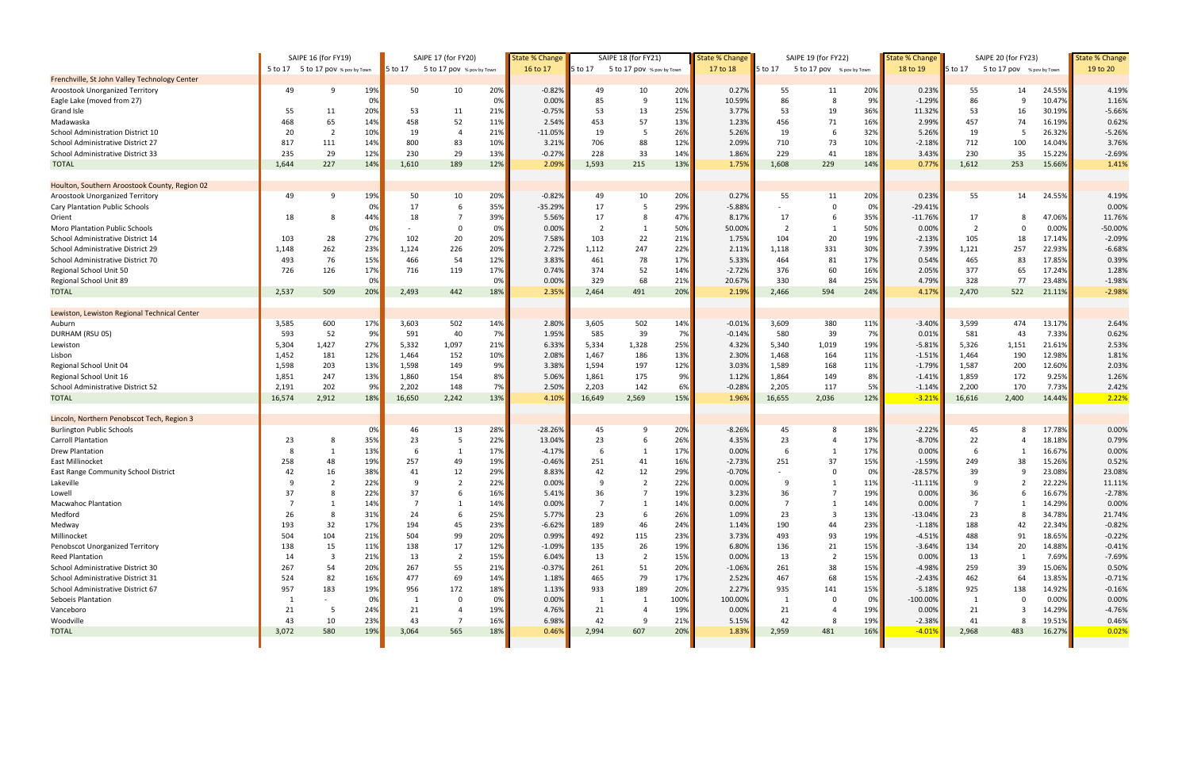| | SAIPE 16 (for FY19) | | | SAIPE 17 (for FY20) | | | State % Change | SAIPE 18 (for FY21) | | | State % Change | SAIPE 19 (for FY22) | | | State % Change | SAIPE 20 (for FY23) | | | State % Change |
|---|---|---|---|---|---|---|---|---|---|---|---|---|---|---|---|---|---|---|---|
| | 5 to 17 | 5 to 17 pov | % pov by Town | 5 to 17 | 5 to 17 pov | % pov by Town | 16 to 17 | 5 to 17 | 5 to 17 pov | % pov by Town | 17 to 18 | 5 to 17 | 5 to 17 pov | % pov by Town | 18 to 19 | 5 to 17 | 5 to 17 pov | % pov by Town | 19 to 20 |
| Frenchville, St John Valley Technology Center | | | | | | | | | | | | | | | | | | | |
| Aroostook Unorganized Territory | 49 | 9 | 19% | 50 | 10 | 20% | -0.82% | 49 | 10 | 20% | 0.27% | 55 | 11 | 20% | 0.23% | 55 | 14 | 24.55% | 4.19% |
| Eagle Lake (moved from 27) | | | 0% | | | 0% | 0.00% | 85 | 9 | 11% | 10.59% | 86 | 8 | 9% | -1.29% | 86 | 9 | 10.47% | 1.16% |
| Grand Isle | 55 | 11 | 20% | 53 | 11 | 21% | -0.75% | 53 | 13 | 25% | 3.77% | 53 | 19 | 36% | 11.32% | 53 | 16 | 30.19% | -5.66% |
| Madawaska | 468 | 65 | 14% | 458 | 52 | 11% | 2.54% | 453 | 57 | 13% | 1.23% | 456 | 71 | 16% | 2.99% | 457 | 74 | 16.19% | 0.62% |
| School Administration District 10 | 20 | 2 | 10% | 19 | 4 | 21% | -11.05% | 19 | 5 | 26% | 5.26% | 19 | 6 | 32% | 5.26% | 19 | 5 | 26.32% | -5.26% |
| School Administrative District 27 | 817 | 111 | 14% | 800 | 83 | 10% | 3.21% | 706 | 88 | 12% | 2.09% | 710 | 73 | 10% | -2.18% | 712 | 100 | 14.04% | 3.76% |
| School Administrative District 33 | 235 | 29 | 12% | 230 | 29 | 13% | -0.27% | 228 | 33 | 14% | 1.86% | 229 | 41 | 18% | 3.43% | 230 | 35 | 15.22% | -2.69% |
| TOTAL | 1,644 | 227 | 14% | 1,610 | 189 | 12% | 2.09% | 1,593 | 215 | 13% | 1.75% | 1,608 | 229 | 14% | 0.77% | 1,612 | 253 | 15.66% | 1.41% |
| | | | | | | | | | | | | | | | | | | | |
| Houlton, Southern Aroostook County, Region 02 | | | | | | | | | | | | | | | | | | | |
| Aroostook Unorganized Territory | 49 | 9 | 19% | 50 | 10 | 20% | -0.82% | 49 | 10 | 20% | 0.27% | 55 | 11 | 20% | 0.23% | 55 | 14 | 24.55% | 4.19% |
| Cary Plantation Public Schools | | | 0% | 17 | 6 | 35% | -35.29% | 17 | 5 | 29% | -5.88% | - | 0 | 0% | -29.41% | | | | 0.00% |
| Orient | 18 | 8 | 44% | 18 | 7 | 39% | 5.56% | 17 | 8 | 47% | 8.17% | 17 | 6 | 35% | -11.76% | 17 | 8 | 47.06% | 11.76% |
| Moro Plantation Public Schools | | | 0% | - | 0 | 0% | 0.00% | 2 | 1 | 50% | 50.00% | 2 | 1 | 50% | 0.00% | 2 | 0 | 0.00% | -50.00% |
| School Administrative District 14 | 103 | 28 | 27% | 102 | 20 | 20% | 7.58% | 103 | 22 | 21% | 1.75% | 104 | 20 | 19% | -2.13% | 105 | 18 | 17.14% | -2.09% |
| School Administrative District 29 | 1,148 | 262 | 23% | 1,124 | 226 | 20% | 2.72% | 1,112 | 247 | 22% | 2.11% | 1,118 | 331 | 30% | 7.39% | 1,121 | 257 | 22.93% | -6.68% |
| School Administrative District 70 | 493 | 76 | 15% | 466 | 54 | 12% | 3.83% | 461 | 78 | 17% | 5.33% | 464 | 81 | 17% | 0.54% | 465 | 83 | 17.85% | 0.39% |
| Regional School Unit 50 | 726 | 126 | 17% | 716 | 119 | 17% | 0.74% | 374 | 52 | 14% | -2.72% | 376 | 60 | 16% | 2.05% | 377 | 65 | 17.24% | 1.28% |
| Regional School Unit 89 | | | 0% | | | 0% | 0.00% | 329 | 68 | 21% | 20.67% | 330 | 84 | 25% | 4.79% | 328 | 77 | 23.48% | -1.98% |
| TOTAL | 2,537 | 509 | 20% | 2,493 | 442 | 18% | 2.35% | 2,464 | 491 | 20% | 2.19% | 2,466 | 594 | 24% | 4.17% | 2,470 | 522 | 21.11% | -2.98% |
| | | | | | | | | | | | | | | | | | | | |
| Lewiston, Lewiston Regional Technical Center | | | | | | | | | | | | | | | | | | | |
| Auburn | 3,585 | 600 | 17% | 3,603 | 502 | 14% | 2.80% | 3,605 | 502 | 14% | -0.01% | 3,609 | 380 | 11% | -3.40% | 3,599 | 474 | 13.17% | 2.64% |
| DURHAM (RSU 05) | 593 | 52 | 9% | 591 | 40 | 7% | 1.95% | 585 | 39 | 7% | -0.14% | 580 | 39 | 7% | 0.01% | 581 | 43 | 7.33% | 0.62% |
| Lewiston | 5,304 | 1,427 | 27% | 5,332 | 1,097 | 21% | 6.33% | 5,334 | 1,328 | 25% | 4.32% | 5,340 | 1,019 | 19% | -5.81% | 5,326 | 1,151 | 21.61% | 2.53% |
| Lisbon | 1,452 | 181 | 12% | 1,464 | 152 | 10% | 2.08% | 1,467 | 186 | 13% | 2.30% | 1,468 | 164 | 11% | -1.51% | 1,464 | 190 | 12.98% | 1.81% |
| Regional School Unit 04 | 1,598 | 203 | 13% | 1,598 | 149 | 9% | 3.38% | 1,594 | 197 | 12% | 3.03% | 1,589 | 168 | 11% | -1.79% | 1,587 | 200 | 12.60% | 2.03% |
| Regional School Unit 16 | 1,851 | 247 | 13% | 1,860 | 154 | 8% | 5.06% | 1,861 | 175 | 9% | 1.12% | 1,864 | 149 | 8% | -1.41% | 1,859 | 172 | 9.25% | 1.26% |
| School Administrative District 52 | 2,191 | 202 | 9% | 2,202 | 148 | 7% | 2.50% | 2,203 | 142 | 6% | -0.28% | 2,205 | 117 | 5% | -1.14% | 2,200 | 170 | 7.73% | 2.42% |
| TOTAL | 16,574 | 2,912 | 18% | 16,650 | 2,242 | 13% | 4.10% | 16,649 | 2,569 | 15% | 1.96% | 16,655 | 2,036 | 12% | -3.21% | 16,616 | 2,400 | 14.44% | 2.22% |
| | | | | | | | | | | | | | | | | | | | |
| Lincoln, Northern Penobscot Tech, Region 3 | | | | | | | | | | | | | | | | | | | |
| Burlington Public Schools | | | 0% | 46 | 13 | 28% | -28.26% | 45 | 9 | 20% | -8.26% | 45 | 8 | 18% | -2.22% | 45 | 8 | 17.78% | 0.00% |
| Carroll Plantation | 23 | 8 | 35% | 23 | 5 | 22% | 13.04% | 23 | 6 | 26% | 4.35% | 23 | 4 | 17% | -8.70% | 22 | 4 | 18.18% | 0.79% |
| Drew Plantation | 8 | 1 | 13% | 6 | 1 | 17% | -4.17% | 6 | 1 | 17% | 0.00% | 6 | 1 | 17% | 0.00% | 6 | 1 | 16.67% | 0.00% |
| East Millinocket | 258 | 48 | 19% | 257 | 49 | 19% | -0.46% | 251 | 41 | 16% | -2.73% | 251 | 37 | 15% | -1.59% | 249 | 38 | 15.26% | 0.52% |
| East Range Community School District | 42 | 16 | 38% | 41 | 12 | 29% | 8.83% | 42 | 12 | 29% | -0.70% | - | 0 | 0% | -28.57% | 39 | 9 | 23.08% | 23.08% |
| Lakeville | 9 | 2 | 22% | 9 | 2 | 22% | 0.00% | 9 | 2 | 22% | 0.00% | 9 | 1 | 11% | -11.11% | 9 | 2 | 22.22% | 11.11% |
| Lowell | 37 | 8 | 22% | 37 | 6 | 16% | 5.41% | 36 | 7 | 19% | 3.23% | 36 | 7 | 19% | 0.00% | 36 | 6 | 16.67% | -2.78% |
| Macwahoc Plantation | 7 | 1 | 14% | 7 | 1 | 14% | 0.00% | 7 | 1 | 14% | 0.00% | 7 | 1 | 14% | 0.00% | 7 | 1 | 14.29% | 0.00% |
| Medford | 26 | 8 | 31% | 24 | 6 | 25% | 5.77% | 23 | 6 | 26% | 1.09% | 23 | 3 | 13% | -13.04% | 23 | 8 | 34.78% | 21.74% |
| Medway | 193 | 32 | 17% | 194 | 45 | 23% | -6.62% | 189 | 46 | 24% | 1.14% | 190 | 44 | 23% | -1.18% | 188 | 42 | 22.34% | -0.82% |
| Millinocket | 504 | 104 | 21% | 504 | 99 | 20% | 0.99% | 492 | 115 | 23% | 3.73% | 493 | 93 | 19% | -4.51% | 488 | 91 | 18.65% | -0.22% |
| Penobscot Unorganized Territory | 138 | 15 | 11% | 138 | 17 | 12% | -1.09% | 135 | 26 | 19% | 6.80% | 136 | 21 | 15% | -3.64% | 134 | 20 | 14.88% | -0.41% |
| Reed Plantation | 14 | 3 | 21% | 13 | 2 | 15% | 6.04% | 13 | 2 | 15% | 0.00% | 13 | 2 | 15% | 0.00% | 13 | 1 | 7.69% | -7.69% |
| School Administrative District 30 | 267 | 54 | 20% | 267 | 55 | 21% | -0.37% | 261 | 51 | 20% | -1.06% | 261 | 38 | 15% | -4.98% | 259 | 39 | 15.06% | 0.50% |
| School Administrative District 31 | 524 | 82 | 16% | 477 | 69 | 14% | 1.18% | 465 | 79 | 17% | 2.52% | 467 | 68 | 15% | -2.43% | 462 | 64 | 13.85% | -0.71% |
| School Administrative District 67 | 957 | 183 | 19% | 956 | 172 | 18% | 1.13% | 933 | 189 | 20% | 2.27% | 935 | 141 | 15% | -5.18% | 925 | 138 | 14.92% | -0.16% |
| Seboeis Plantation | 1 | - | 0% | 1 | 0 | 0% | 0.00% | 1 | 1 | 100% | 100.00% | 1 | 0 | 0% | -100.00% | 1 | 0 | 0.00% | 0.00% |
| Vanceboro | 21 | 5 | 24% | 21 | 4 | 19% | 4.76% | 21 | 4 | 19% | 0.00% | 21 | 4 | 19% | 0.00% | 21 | 3 | 14.29% | -4.76% |
| Woodville | 43 | 10 | 23% | 43 | 7 | 16% | 6.98% | 42 | 9 | 21% | 5.15% | 42 | 8 | 19% | -2.38% | 41 | 8 | 19.51% | 0.46% |
| TOTAL | 3,072 | 580 | 19% | 3,064 | 565 | 18% | 0.46% | 2,994 | 607 | 20% | 1.83% | 2,959 | 481 | 16% | -4.01% | 2,968 | 483 | 16.27% | 0.02% |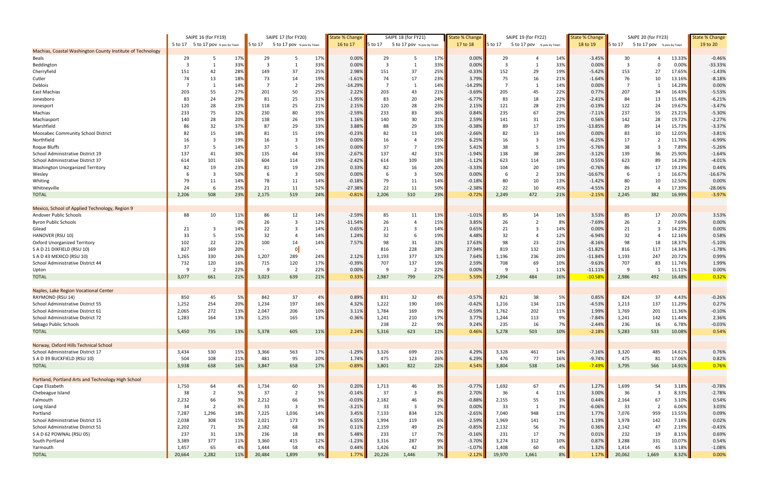| | SAIPE 16 (for FY19) | | | SAIPE 17 (for FY20) | | | State % Change | SAIPE 18 (for FY21) | | | State % Change | SAIPE 19 (for FY22) | | | State % Change | SAIPE 20 (for FY23) | | | State % Change |
|---|---|---|---|---|---|---|---|---|---|---|---|---|---|---|---|---|---|---|---|
| | 5 to 17 | 5 to 17 pov | % pov by Town | 5 to 17 | 5 to 17 pov | % pov by Town | 16 to 17 | 5 to 17 | 5 to 17 pov | % pov by Town | 17 to 18 | 5 to 17 | 5 to 17 pov | % pov by Town | 18 to 19 | 5 to 17 | 5 to 17 pov | % pov by Town | 19 to 20 |
| Machias, Coastal Washington County Institute of Technology | | | | | | | | | | | | | | | | | | | |
| Beals | 29 | 5 | 17% | 29 | 5 | 17% | 0.00% | 29 | 5 | 17% | 0.00% | 29 | 4 | 14% | -3.45% | 30 | 4 | 13.33% | -0.46% |
| Beddington | 3 | 1 | 33% | 3 | 1 | 33% | 0.00% | 3 | 1 | 33% | 0.00% | 3 | 1 | 33% | 0.00% | 3 | 0 | 0.00% | -33.33% |
| Cherryfield | 151 | 42 | 28% | 149 | 37 | 25% | 2.98% | 151 | 37 | 25% | -0.33% | 152 | 29 | 19% | -5.42% | 153 | 27 | 17.65% | -1.43% |
| Cutler | 74 | 13 | 18% | 73 | 14 | 19% | -1.61% | 74 | 17 | 23% | 3.79% | 75 | 16 | 21% | -1.64% | 76 | 10 | 13.16% | -8.18% |
| Deblois | 7 | 1 | 14% | 7 | 2 | 29% | -14.29% | 7 | 1 | 14% | -14.29% | 7 | 1 | 14% | 0.00% | 7 | 1 | 14.29% | 0.00% |
| East Machias | 203 | 55 | 27% | 201 | 50 | 25% | 2.22% | 203 | 43 | 21% | -3.69% | 205 | 45 | 22% | 0.77% | 207 | 34 | 16.43% | -5.53% |
| Jonesboro | 83 | 24 | 29% | 81 | 25 | 31% | -1.95% | 83 | 20 | 24% | -6.77% | 83 | 18 | 22% | -2.41% | 84 | 13 | 15.48% | -6.21% |
| Jonesport | 120 | 28 | 23% | 118 | 25 | 21% | 2.15% | 120 | 28 | 23% | 2.15% | 121 | 28 | 23% | -0.19% | 122 | 24 | 19.67% | -3.47% |
| Machias | 233 | 75 | 32% | 230 | 80 | 35% | -2.59% | 233 | 83 | 36% | 0.84% | 235 | 67 | 29% | -7.11% | 237 | 55 | 23.21% | -5.30% |
| Machiasport | 140 | 28 | 20% | 138 | 26 | 19% | 1.16% | 140 | 30 | 21% | 2.59% | 141 | 31 | 22% | 0.56% | 142 | 28 | 19.72% | -2.27% |
| Marshfield | 86 | 32 | 37% | 87 | 29 | 33% | 3.88% | 88 | 29 | 33% | -0.38% | 89 | 17 | 19% | -13.85% | 89 | 14 | 15.73% | -3.37% |
| Moosabec Community School District | 82 | 15 | 18% | 81 | 15 | 19% | -0.23% | 82 | 13 | 16% | -2.66% | 82 | 13 | 16% | 0.00% | 83 | 10 | 12.05% | -3.81% |
| Northfield | 16 | 3 | 19% | 16 | 3 | 19% | 0.00% | 16 | 4 | 25% | 6.25% | 16 | 3 | 19% | -6.25% | 17 | 2 | 11.76% | -6.99% |
| Roque Bluffs | 37 | 5 | 14% | 37 | 5 | 14% | 0.00% | 37 | 7 | 19% | 5.41% | 38 | 5 | 13% | -5.76% | 38 | 3 | 7.89% | -5.26% |
| School Administrative District 19 | 137 | 41 | 30% | 135 | 44 | 33% | -2.67% | 137 | 42 | 31% | -1.94% | 138 | 38 | 28% | -3.12% | 139 | 36 | 25.90% | -1.64% |
| School Administrative District 37 | 614 | 101 | 16% | 604 | 114 | 19% | -2.42% | 614 | 109 | 18% | -1.12% | 623 | 114 | 18% | 0.55% | 623 | 89 | 14.29% | -4.01% |
| Washington Unorganized Territory | 82 | 19 | 23% | 81 | 19 | 23% | 0.33% | 82 | 16 | 20% | -3.33% | 104 | 20 | 19% | -0.76% | 86 | 17 | 19.19% | 0.44% |
| Wesley | 6 | 3 | 50% | 6 | 3 | 50% | 0.00% | 6 | 3 | 50% | 0.00% | 6 | 2 | 33% | -16.67% | 6 | 1 | 16.67% | -16.67% |
| Whiting | 79 | 11 | 14% | 78 | 11 | 14% | -0.18% | 79 | 11 | 14% | -0.18% | 80 | 10 | 13% | -1.42% | 80 | 10 | 12.50% | 0.00% |
| Whitneyville | 24 | 6 | 25% | 21 | 11 | 52% | -27.38% | 22 | 11 | 50% | -2.38% | 22 | 10 | 45% | -4.55% | 23 | 4 | 17.39% | -28.06% |
| TOTAL | 2,206 | 508 | 23% | 2,175 | 519 | 24% | -0.81% | 2,206 | 510 | 23% | -0.72% | 2,249 | 472 | 21% | -2.15% | 2,245 | 382 | 16.99% | -3.97% |
| Mexico, School of Applied Technology, Region 9 | | | | | | | | | | | | | | | | | | | |
| Andover Public Schools | 88 | 10 | 11% | 86 | 12 | 14% | -2.59% | 85 | 11 | 13% | -1.01% | 85 | 14 | 16% | 3.53% | 85 | 17 | 20.00% | 3.53% |
| Byron Public Schools | | | 0% | 26 | 3 | 12% | -11.54% | 26 | 4 | 15% | 3.85% | 26 | 2 | 8% | -7.69% | 26 | 2 | 7.69% | 0.00% |
| Gilead | 21 | 3 | 14% | 22 | 3 | 14% | 0.65% | 21 | 3 | 14% | 0.65% | 21 | 3 | 14% | 0.00% | 21 | 3 | 14.29% | 0.00% |
| HANOVER (RSU 10) | 33 | 5 | 15% | 32 | 4 | 14% | 1.24% | 32 | 6 | 19% | 4.48% | 32 | 4 | 12% | -6.94% | 32 | 4 | 12.16% | 0.58% |
| Oxford Unorganized Territory | 102 | 22 | 22% | 100 | 14 | 14% | 7.57% | 98 | 31 | 32% | 17.63% | 98 | 23 | 23% | -8.16% | 98 | 18 | 18.37% | -5.10% |
| S A D 21 DIXFIELD (RSU 10) | 827 | 169 | 20% | - | 0 | - | | 816 | 228 | 28% | 27.94% | 819 | 132 | 16% | -11.82% | 816 | 117 | 14.34% | -1.78% |
| S A D 43 MEXICO (RSU 10) | 1,265 | 330 | 26% | 1,207 | 289 | 24% | 2.12% | 1,193 | 377 | 32% | 7.64% | 1,196 | 236 | 20% | -11.84% | 1,193 | 247 | 20.72% | 0.99% |
| School Administrative District 44 | 732 | 120 | 16% | 715 | 120 | 17% | -0.39% | 707 | 137 | 19% | 2.59% | 708 | 69 | 10% | -9.63% | 707 | 83 | 11.74% | 1.99% |
| Upton | 9 | 2 | 22% | 9 | 2 | 22% | 0.00% | 9 | 2 | 22% | 0.00% | 9 | 1 | 11% | -11.11% | 9 | 1 | 11.11% | 0.00% |
| TOTAL | 3,077 | 661 | 21% | 3,023 | 639 | 21% | 0.33% | 2,987 | 799 | 27% | 5.59% | 2,994 | 484 | 16% | -10.58% | 2,986 | 492 | 16.48% | 0.32% |
| Naples, Lake Region Vocational Center | | | | | | | | | | | | | | | | | | | |
| RAYMOND (RSU 14) | 850 | 45 | 5% | 842 | 37 | 4% | 0.89% | 831 | 32 | 4% | -0.57% | 821 | 38 | 5% | 0.85% | 824 | 37 | 4.43% | -0.26% |
| School Administrative District 55 | 1,252 | 254 | 20% | 1,234 | 197 | 16% | 4.32% | 1,222 | 190 | 16% | -0.42% | 1,216 | 134 | 11% | -4.53% | 1,213 | 137 | 11.29% | 0.27% |
| School Administrative District 61 | 2,065 | 272 | 13% | 2,047 | 206 | 10% | 3.11% | 1,784 | 169 | 9% | -0.59% | 1,762 | 202 | 11% | 1.99% | 1,769 | 201 | 11.36% | -0.10% |
| School Administrative District 72 | 1,283 | 164 | 13% | 1,255 | 165 | 13% | -0.36% | 1,241 | 210 | 17% | 3.77% | 1,244 | 113 | 9% | -7.84% | 1,241 | 142 | 11.44% | 2.36% |
| Sebago Public Schools | | | | | | | | 238 | 22 | 9% | 9.24% | 235 | 16 | 7% | -2.44% | 236 | 16 | 6.78% | -0.03% |
| TOTAL | 5,450 | 735 | 13% | 5,378 | 605 | 11% | 2.24% | 5,316 | 623 | 12% | 0.46% | 5,278 | 503 | 10% | -2.18% | 5,283 | 533 | 10.08% | 0.54% |
| Norway, Oxford Hills Technical School | | | | | | | | | | | | | | | | | | | |
| School Administrative District 17 | 3,434 | 530 | 15% | 3,366 | 563 | 17% | -1.29% | 3,326 | 699 | 21% | 4.29% | 3,328 | 461 | 14% | -7.16% | 3,320 | 485 | 14.61% | 0.76% |
| S A D 39 BUCKFIELD (RSU 10) | 504 | 108 | 21% | 481 | 95 | 20% | 1.74% | 475 | 123 | 26% | 6.29% | 476 | 77 | 16% | -9.74% | 475 | 81 | 17.06% | 0.82% |
| TOTAL | 3,938 | 638 | 16% | 3,847 | 658 | 17% | -0.89% | 3,801 | 822 | 22% | 4.54% | 3,804 | 538 | 14% | -7.49% | 3,795 | 566 | 14.91% | 0.76% |
| Portland, Portland Arts and Technology High School | | | | | | | | | | | | | | | | | | | |
| Cape Elizabeth | 1,750 | 64 | 4% | 1,734 | 60 | 3% | 0.20% | 1,713 | 46 | 3% | -0.77% | 1,692 | 67 | 4% | 1.27% | 1,699 | 54 | 3.18% | -0.78% |
| Chebeague Island | 38 | 2 | 5% | 37 | 2 | 5% | -0.14% | 37 | 3 | 8% | 2.70% | 36 | 4 | 11% | 3.00% | 36 | 3 | 8.33% | -2.78% |
| Falmouth | 2,232 | 66 | 3% | 2,212 | 66 | 3% | -0.03% | 2,182 | 46 | 2% | -0.88% | 2,155 | 55 | 3% | 0.44% | 2,164 | 67 | 3.10% | 0.54% |
| Long Island | 34 | 2 | 6% | 33 | 3 | 9% | -3.21% | 33 | 3 | 9% | 0.00% | 33 | 1 | 3% | -6.06% | 33 | 2 | 6.06% | 3.03% |
| Portland | 7,287 | 1,296 | 18% | 7,225 | 1,036 | 14% | 3.45% | 7,133 | 834 | 12% | -2.65% | 7,040 | 948 | 13% | 1.77% | 7,076 | 959 | 13.55% | 0.09% |
| School Administrative District 15 | 2,038 | 308 | 15% | 2,021 | 173 | 9% | 6.55% | 1,994 | 119 | 6% | -2.59% | 1,969 | 141 | 7% | 1.19% | 1,978 | 142 | 7.18% | 0.02% |
| School Administrative District 51 | 2,202 | 71 | 3% | 2,182 | 68 | 3% | 0.11% | 2,159 | 49 | 2% | -0.85% | 2,132 | 56 | 3% | 0.36% | 2,142 | 47 | 2.19% | -0.43% |
| S A D 62 POWNAL (RSU 05) | 237 | 31 | 13% | 236 | 18 | 8% | 5.48% | 233 | 17 | 7% | -0.16% | 231 | 17 | 7% | 0.01% | 232 | 19 | 8.15% | 0.69% |
| South Portland | 3,389 | 377 | 11% | 3,360 | 415 | 12% | -1.23% | 3,316 | 287 | 9% | -3.70% | 3,274 | 312 | 10% | 0.87% | 3,288 | 331 | 10.07% | 0.54% |
| Yarmouth | 1,457 | 65 | 4% | 1,444 | 58 | 4% | 0.44% | 1,426 | 42 | 3% | -1.07% | 1,408 | 60 | 4% | 1.32% | 1,414 | 45 | 3.18% | -1.08% |
| TOTAL | 20,664 | 2,282 | 11% | 20,484 | 1,899 | 9% | 1.77% | 20,226 | 1,446 | 7% | -2.12% | 19,970 | 1,661 | 8% | 1.17% | 20,062 | 1,669 | 8.32% | 0.00% |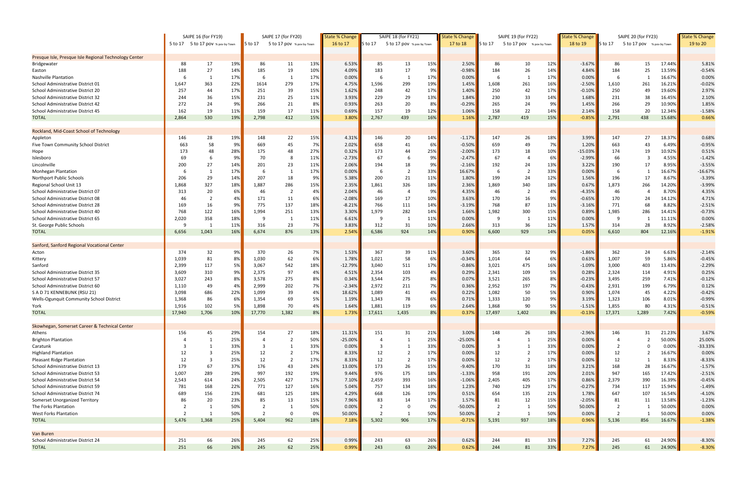| | SAIPE 16 (for FY19) | | | SAIPE 17 (for FY20) | | | State % Change | SAIPE 18 (for FY21) | | | State % Change | SAIPE 19 (for FY22) | | | State % Change | SAIPE 20 (for FY23) | | | State % Change |
|---|---|---|---|---|---|---|---|---|---|---|---|---|---|---|---|---|---|---|---|
| | 5 to 17 | 5 to 17 pov | % pov by Town | 5 to 17 | 5 to 17 pov | % pov by Town | 16 to 17 | 5 to 17 | 5 to 17 pov | % pov by Town | 17 to 18 | 5 to 17 | 5 to 17 pov | % pov by Town | 18 to 19 | 5 to 17 | 5 to 17 pov | % pov by Town | 19 to 20 |
| **Presque Isle, Presque Isle Regional Technology Center** | | | | | | | | | | | | | | | | | | | |
| Bridgewater | 88 | 17 | 19% | 86 | 11 | 13% | 6.53% | 85 | 13 | 15% | 2.50% | 86 | 10 | 12% | -3.67% | 86 | 15 | 17.44% | 5.81% |
| Easton | 188 | 27 | 14% | 185 | 19 | 10% | 4.09% | 183 | 17 | 9% | -0.98% | 184 | 26 | 14% | 4.84% | 184 | 25 | 13.59% | -0.54% |
| Nashville Plantation | 6 | 1 | 17% | 6 | 1 | 17% | 0.00% | 6 | 1 | 17% | 0.00% | 6 | 1 | 17% | 0.00% | 6 | 1 | 16.67% | 0.00% |
| School Administrative District 01 | 1,647 | 363 | 22% | 1614 | 279 | 17% | 4.75% | 1,596 | 299 | 19% | 1.45% | 1,608 | 261 | 16% | -2.50% | 1,610 | 261 | 16.21% | -0.02% |
| School Administrative District 20 | 257 | 44 | 17% | 251 | 39 | 15% | 1.62% | 248 | 42 | 17% | 1.40% | 250 | 42 | 17% | -0.10% | 250 | 49 | 19.60% | 2.97% |
| School Administrative District 32 | 244 | 36 | 15% | 231 | 25 | 11% | 3.93% | 229 | 29 | 13% | 1.84% | 230 | 33 | 14% | 1.68% | 231 | 38 | 16.45% | 2.10% |
| School Administrative District 42 | 272 | 24 | 9% | 266 | 21 | 8% | 0.93% | 263 | 20 | 8% | -0.29% | 265 | 24 | 9% | 1.45% | 266 | 29 | 10.90% | 1.85% |
| School Administrative District 45 | 162 | 19 | 11% | 159 | 17 | 11% | 0.69% | 157 | 19 | 12% | 1.06% | 158 | 22 | 14% | 2.14% | 158 | 20 | 12.34% | -1.58% |
| TOTAL | 2,864 | 530 | 19% | 2,798 | 412 | 15% | 3.80% | 2,767 | 439 | 16% | 1.16% | 2,787 | 419 | 15% | -0.85% | 2,791 | 438 | 15.68% | 0.66% |
| **Rockland, Mid-Coast School of Technology** | | | | | | | | | | | | | | | | | | | |
| Appleton | 146 | 28 | 19% | 148 | 22 | 15% | 4.31% | 146 | 20 | 14% | -1.17% | 147 | 26 | 18% | 3.99% | 147 | 27 | 18.37% | 0.68% |
| Five Town Community School District | 663 | 58 | 9% | 669 | 45 | 7% | 2.02% | 658 | 41 | 6% | -0.50% | 659 | 49 | 7% | 1.20% | 663 | 43 | 6.49% | -0.95% |
| Hope | 173 | 48 | 28% | 175 | 48 | 27% | 0.32% | 173 | 44 | 25% | -2.00% | 173 | 18 | 10% | -15.03% | 174 | 19 | 10.92% | 0.51% |
| Islesboro | 69 | 6 | 9% | 70 | 8 | 11% | -2.73% | 67 | 6 | 9% | -2.47% | 67 | 4 | 6% | -2.99% | 66 | 3 | 4.55% | -1.42% |
| Lincolnville | 200 | 27 | 14% | 201 | 23 | 11% | 2.06% | 194 | 18 | 9% | -2.16% | 192 | 24 | 13% | 3.22% | 190 | 17 | 8.95% | -3.55% |
| Monhegan Plantation | 6 | 1 | 17% | 6 | 1 | 17% | 0.00% | 6 | 2 | 33% | 16.67% | 6 | 2 | 33% | 0.00% | 6 | 1 | 16.67% | -16.67% |
| Northport Public Schools | 206 | 29 | 14% | 207 | 18 | 9% | 5.38% | 200 | 21 | 11% | 1.80% | 199 | 24 | 12% | 1.56% | 196 | 17 | 8.67% | -3.39% |
| Regional School Unit 13 | 1,868 | 327 | 18% | 1,887 | 286 | 15% | 2.35% | 1,861 | 326 | 18% | 2.36% | 1,869 | 340 | 18% | 0.67% | 1,873 | 266 | 14.20% | -3.99% |
| School Administrative District 07 | 313 | 20 | 6% | 46 | 2 | 4% | 2.04% | 46 | 4 | 9% | 4.35% | 46 | 2 | 4% | -4.35% | 46 | 4 | 8.70% | 4.35% |
| School Administrative District 08 | 46 | 2 | 4% | 171 | 11 | 6% | -2.08% | 169 | 17 | 10% | 3.63% | 170 | 16 | 9% | -0.65% | 170 | 24 | 14.12% | 4.71% |
| School Administrative District 28 | 169 | 16 | 9% | 775 | 137 | 18% | -8.21% | 766 | 111 | 14% | -3.19% | 768 | 87 | 11% | -3.16% | 771 | 68 | 8.82% | -2.51% |
| School Administrative District 40 | 768 | 122 | 16% | 1,994 | 251 | 13% | 3.30% | 1,979 | 282 | 14% | 1.66% | 1,982 | 300 | 15% | 0.89% | 1,985 | 286 | 14.41% | -0.73% |
| School Administrative District 65 | 2,020 | 358 | 18% | 9 | 1 | 11% | 6.61% | 9 | 1 | 11% | 0.00% | 9 | 1 | 11% | 0.00% | 9 | 1 | 11.11% | 0.00% |
| St. George Public Schools | 9 | 1 | 11% | 316 | 23 | 7% | 3.83% | 312 | 31 | 10% | 2.66% | 313 | 36 | 12% | 1.57% | 314 | 28 | 8.92% | -2.58% |
| TOTAL | 6,656 | 1,043 | 16% | 6,674 | 876 | 13% | 2.54% | 6,586 | 924 | 14% | 0.90% | 6,600 | 929 | 14% | 0.05% | 6,610 | 804 | 12.16% | -1.91% |
| **Sanford, Sanford Regional Vocational Center** | | | | | | | | | | | | | | | | | | | |
| Acton | 374 | 32 | 9% | 370 | 26 | 7% | 1.53% | 367 | 39 | 11% | 3.60% | 365 | 32 | 9% | -1.86% | 362 | 24 | 6.63% | -2.14% |
| Kittery | 1,039 | 81 | 8% | 1,030 | 62 | 6% | 1.78% | 1,021 | 58 | 6% | -0.34% | 1,014 | 64 | 6% | 0.63% | 1,007 | 59 | 5.86% | -0.45% |
| Sanford | 2,399 | 117 | 5% | 3,067 | 542 | 18% | -12.79% | 3,040 | 511 | 17% | -0.86% | 3,021 | 475 | 16% | -1.09% | 3,000 | 403 | 13.43% | -2.29% |
| School Administrative District 35 | 3,609 | 310 | 9% | 2,375 | 97 | 4% | 4.51% | 2,354 | 103 | 4% | 0.29% | 2,341 | 109 | 5% | 0.28% | 2,324 | 114 | 4.91% | 0.25% |
| School Administrative District 57 | 3,027 | 243 | 8% | 3,578 | 275 | 8% | 0.34% | 3,544 | 275 | 8% | 0.07% | 3,521 | 265 | 8% | -0.23% | 3,495 | 259 | 7.41% | -0.12% |
| School Administrative District 60 | 1,110 | 49 | 4% | 2,999 | 202 | 7% | -2.34% | 2,972 | 211 | 7% | 0.36% | 2,952 | 197 | 7% | -0.43% | 2,931 | 199 | 6.79% | 0.12% |
| S A D 71 KENNEBUNK (RSU 21) | 3,098 | 686 | 22% | 1,099 | 39 | 4% | 18.62% | 1,089 | 41 | 4% | 0.22% | 1,082 | 50 | 5% | 0.90% | 1,074 | 45 | 4.22% | -0.42% |
| Wells-Ogunquit Community School District | 1,368 | 86 | 6% | 1,354 | 69 | 5% | 1.19% | 1,343 | 78 | 6% | 0.71% | 1,333 | 120 | 9% | 3.19% | 1,323 | 106 | 8.01% | -0.99% |
| York | 1,916 | 102 | 5% | 1,898 | 70 | 4% | 1.64% | 1,881 | 119 | 6% | 2.64% | 1,868 | 90 | 5% | -1.51% | 1,855 | 80 | 4.31% | -0.51% |
| TOTAL | 17,940 | 1,706 | 10% | 17,770 | 1,382 | 8% | 1.73% | 17,611 | 1,435 | 8% | 0.37% | 17,497 | 1,402 | 8% | -0.13% | 17,371 | 1,289 | 7.42% | -0.59% |
| **Skowhegan, Somerset Career & Technical Center** | | | | | | | | | | | | | | | | | | | |
| Athens | 156 | 45 | 29% | 154 | 27 | 18% | 11.31% | 151 | 31 | 21% | 3.00% | 148 | 26 | 18% | -2.96% | 146 | 31 | 21.23% | 3.67% |
| Brighton Plantation | 4 | 1 | 25% | 4 | 2 | 50% | -25.00% | 4 | 1 | 25% | -25.00% | 4 | 1 | 25% | 0.00% | 4 | 2 | 50.00% | 25.00% |
| Caratunk | 3 | 1 | 33% | 3 | 1 | 33% | 0.00% | 3 | 1 | 33% | 0.00% | 3 | 1 | 33% | 0.00% | 2 | 0 | 0.00% | -33.33% |
| Highland Plantation | 12 | 3 | 25% | 12 | 2 | 17% | 8.33% | 12 | 2 | 17% | 0.00% | 12 | 2 | 17% | 0.00% | 12 | 2 | 16.67% | 0.00% |
| Pleasant Ridge Plantation | 12 | 3 | 25% | 12 | 2 | 17% | 8.33% | 12 | 2 | 17% | 0.00% | 12 | 2 | 17% | 0.00% | 12 | 1 | 8.33% | -8.33% |
| School Administrative District 13 | 179 | 67 | 37% | 176 | 43 | 24% | 13.00% | 173 | 26 | 15% | -9.40% | 170 | 31 | 18% | 3.21% | 168 | 28 | 16.67% | -1.57% |
| School Administrative District 53 | 1,007 | 289 | 29% | 997 | 192 | 19% | 9.44% | 976 | 175 | 18% | -1.33% | 958 | 191 | 20% | 2.01% | 947 | 165 | 17.42% | -2.51% |
| School Administrative District 54 | 2,543 | 614 | 24% | 2,505 | 427 | 17% | 7.10% | 2,459 | 393 | 16% | -1.06% | 2,405 | 405 | 17% | 0.86% | 2,379 | 390 | 16.39% | -0.45% |
| School Administrative District 59 | 781 | 168 | 22% | 771 | 127 | 16% | 5.04% | 757 | 134 | 18% | 1.23% | 740 | 129 | 17% | -0.27% | 734 | 117 | 15.94% | -1.49% |
| School Administrative District 74 | 689 | 156 | 23% | 681 | 125 | 18% | 4.29% | 668 | 126 | 19% | 0.51% | 654 | 135 | 21% | 1.78% | 647 | 107 | 16.54% | -4.10% |
| Somerset Unorganized Territory | 86 | 20 | 23% | 85 | 13 | 15% | 7.96% | 83 | 14 | 17% | 1.57% | 81 | 12 | 15% | -2.05% | 81 | 11 | 13.58% | -1.23% |
| The Forks Plantation | 2 | 1 | 50% | 2 | 1 | 50% | 0.00% | 2 | 0 | 0% | -50.00% | 2 | 1 | 50% | 50.00% | 2 | 1 | 50.00% | 0.00% |
| West Forks Plantation | 2 | 1 | 50% | 2 | 0 | 0% | 50.00% | 2 | 1 | 50% | 50.00% | 2 | 1 | 50% | 0.00% | 2 | 1 | 50.00% | 0.00% |
| TOTAL | 5,476 | 1,368 | 25% | 5,404 | 962 | 18% | 7.18% | 5,302 | 906 | 17% | -0.71% | 5,191 | 937 | 18% | 0.96% | 5,136 | 856 | 16.67% | -1.38% |
| **Van Buren** | | | | | | | | | | | | | | | | | | | |
| School Administrative District 24 | 251 | 66 | 26% | 245 | 62 | 25% | 0.99% | 243 | 63 | 26% | 0.62% | 244 | 81 | 33% | 7.27% | 245 | 61 | 24.90% | -8.30% |
| TOTAL | 251 | 66 | 26% | 245 | 62 | 25% | 0.99% | 243 | 63 | 26% | 0.62% | 244 | 81 | 33% | 7.27% | 245 | 61 | 24.90% | -8.30% |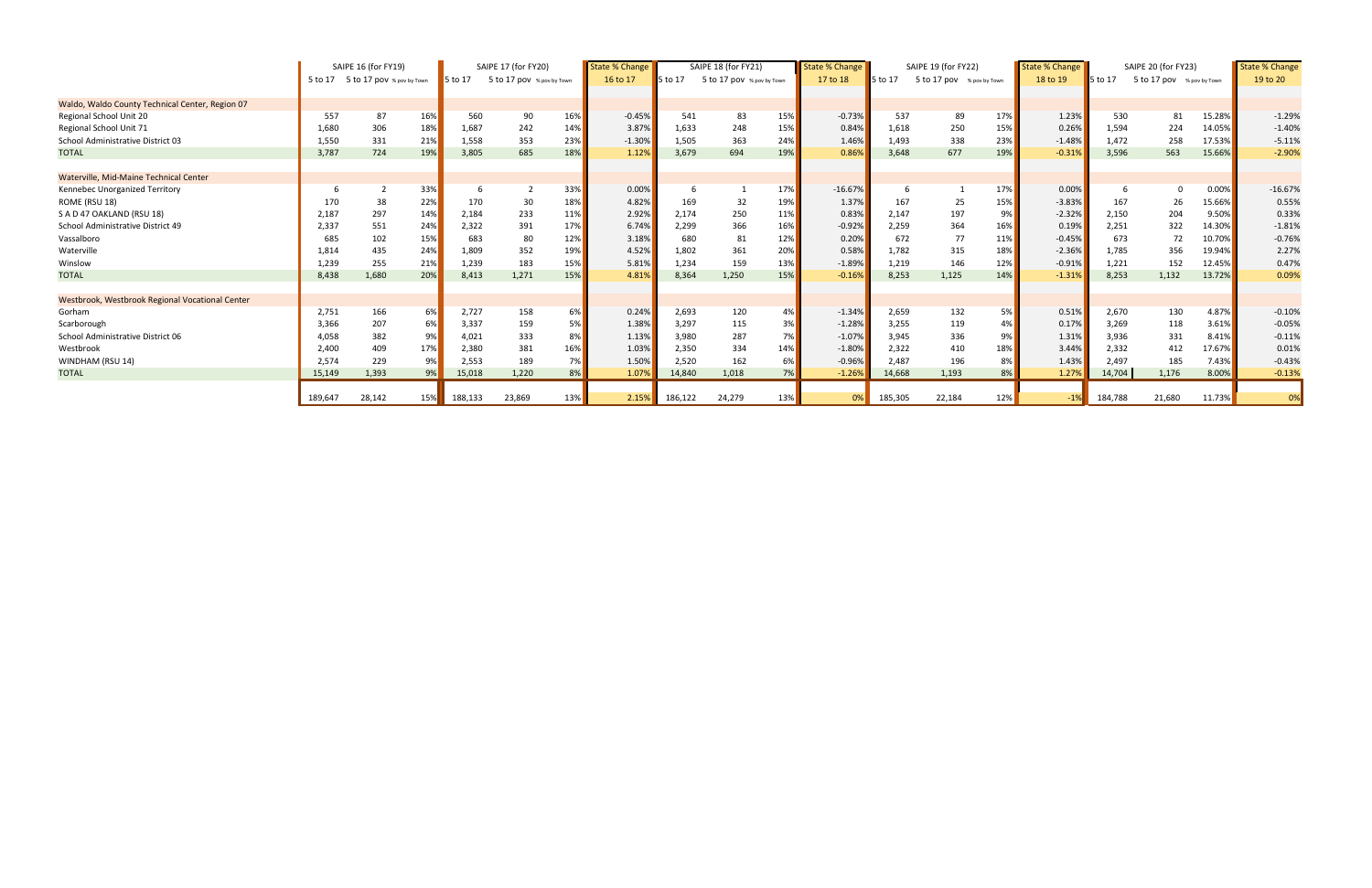| | SAIPE 16 (for FY19) | | | SAIPE 17 (for FY20) | | | State % Change | SAIPE 18 (for FY21) | | | State % Change | SAIPE 19 (for FY22) | | | State % Change | SAIPE 20 (for FY23) | | | State % Change |
|---|---|---|---|---|---|---|---|---|---|---|---|---|---|---|---|---|---|---|---|
| | 5 to 17 | 5 to 17 pov | % pov by Town | 5 to 17 | 5 to 17 pov | % pov by Town | 16 to 17 | 5 to 17 | 5 to 17 pov | % pov by Town | 17 to 18 | 5 to 17 | 5 to 17 pov | % pov by Town | 18 to 19 | 5 to 17 | 5 to 17 pov | % pov by Town | 19 to 20 |
| Waldo, Waldo County Technical Center, Region 07 | | | | | | | | | | | | | | | | | | | |
| Regional School Unit 20 | 557 | 87 | 16% | 560 | 90 | 16% | -0.45% | 541 | 83 | 15% | -0.73% | 537 | 89 | 17% | 1.23% | 530 | 81 | 15.28% | -1.29% |
| Regional School Unit 71 | 1,680 | 306 | 18% | 1,687 | 242 | 14% | 3.87% | 1,633 | 248 | 15% | 0.84% | 1,618 | 250 | 15% | 0.26% | 1,594 | 224 | 14.05% | -1.40% |
| School Administrative District 03 | 1,550 | 331 | 21% | 1,558 | 353 | 23% | -1.30% | 1,505 | 363 | 24% | 1.46% | 1,493 | 338 | 23% | -1.48% | 1,472 | 258 | 17.53% | -5.11% |
| TOTAL | 3,787 | 724 | 19% | 3,805 | 685 | 18% | 1.12% | 3,679 | 694 | 19% | 0.86% | 3,648 | 677 | 19% | -0.31% | 3,596 | 563 | 15.66% | -2.90% |
| Waterville, Mid-Maine Technical Center | | | | | | | | | | | | | | | | | | | |
| Kennebec Unorganized Territory | 6 | 2 | 33% | 6 | 2 | 33% | 0.00% | 6 | 1 | 17% | -16.67% | 6 | 1 | 17% | 0.00% | 6 | 0 | 0.00% | -16.67% |
| ROME (RSU 18) | 170 | 38 | 22% | 170 | 30 | 18% | 4.82% | 169 | 32 | 19% | 1.37% | 167 | 25 | 15% | -3.83% | 167 | 26 | 15.66% | 0.55% |
| S A D 47 OAKLAND (RSU 18) | 2,187 | 297 | 14% | 2,184 | 233 | 11% | 2.92% | 2,174 | 250 | 11% | 0.83% | 2,147 | 197 | 9% | -2.32% | 2,150 | 204 | 9.50% | 0.33% |
| School Administrative District 49 | 2,337 | 551 | 24% | 2,322 | 391 | 17% | 6.74% | 2,299 | 366 | 16% | -0.92% | 2,259 | 364 | 16% | 0.19% | 2,251 | 322 | 14.30% | -1.81% |
| Vassalboro | 685 | 102 | 15% | 683 | 80 | 12% | 3.18% | 680 | 81 | 12% | 0.20% | 672 | 77 | 11% | -0.45% | 673 | 72 | 10.70% | -0.76% |
| Waterville | 1,814 | 435 | 24% | 1,809 | 352 | 19% | 4.52% | 1,802 | 361 | 20% | 0.58% | 1,782 | 315 | 18% | -2.36% | 1,785 | 356 | 19.94% | 2.27% |
| Winslow | 1,239 | 255 | 21% | 1,239 | 183 | 15% | 5.81% | 1,234 | 159 | 13% | -1.89% | 1,219 | 146 | 12% | -0.91% | 1,221 | 152 | 12.45% | 0.47% |
| TOTAL | 8,438 | 1,680 | 20% | 8,413 | 1,271 | 15% | 4.81% | 8,364 | 1,250 | 15% | -0.16% | 8,253 | 1,125 | 14% | -1.31% | 8,253 | 1,132 | 13.72% | 0.09% |
| Westbrook, Westbrook Regional Vocational Center | | | | | | | | | | | | | | | | | | | |
| Gorham | 2,751 | 166 | 6% | 2,727 | 158 | 6% | 0.24% | 2,693 | 120 | 4% | -1.34% | 2,659 | 132 | 5% | 0.51% | 2,670 | 130 | 4.87% | -0.10% |
| Scarborough | 3,366 | 207 | 6% | 3,337 | 159 | 5% | 1.38% | 3,297 | 115 | 3% | -1.28% | 3,255 | 119 | 4% | 0.17% | 3,269 | 118 | 3.61% | -0.05% |
| School Administrative District 06 | 4,058 | 382 | 9% | 4,021 | 333 | 8% | 1.13% | 3,980 | 287 | 7% | -1.07% | 3,945 | 336 | 9% | 1.31% | 3,936 | 331 | 8.41% | -0.11% |
| Westbrook | 2,400 | 409 | 17% | 2,380 | 381 | 16% | 1.03% | 2,350 | 334 | 14% | -1.80% | 2,322 | 410 | 18% | 3.44% | 2,332 | 412 | 17.67% | 0.01% |
| WINDHAM (RSU 14) | 2,574 | 229 | 9% | 2,553 | 189 | 7% | 1.50% | 2,520 | 162 | 6% | -0.96% | 2,487 | 196 | 8% | 1.43% | 2,497 | 185 | 7.43% | -0.43% |
| TOTAL | 15,149 | 1,393 | 9% | 15,018 | 1,220 | 8% | 1.07% | 14,840 | 1,018 | 7% | -1.26% | 14,668 | 1,193 | 8% | 1.27% | 14,704 | 1,176 | 8.00% | -0.13% |
| | 189,647 | 28,142 | 15% | 188,133 | 23,869 | 13% | 2.15% | 186,122 | 24,279 | 13% | 0% | 185,305 | 22,184 | 12% | -1% | 184,788 | 21,680 | 11.73% | 0% |